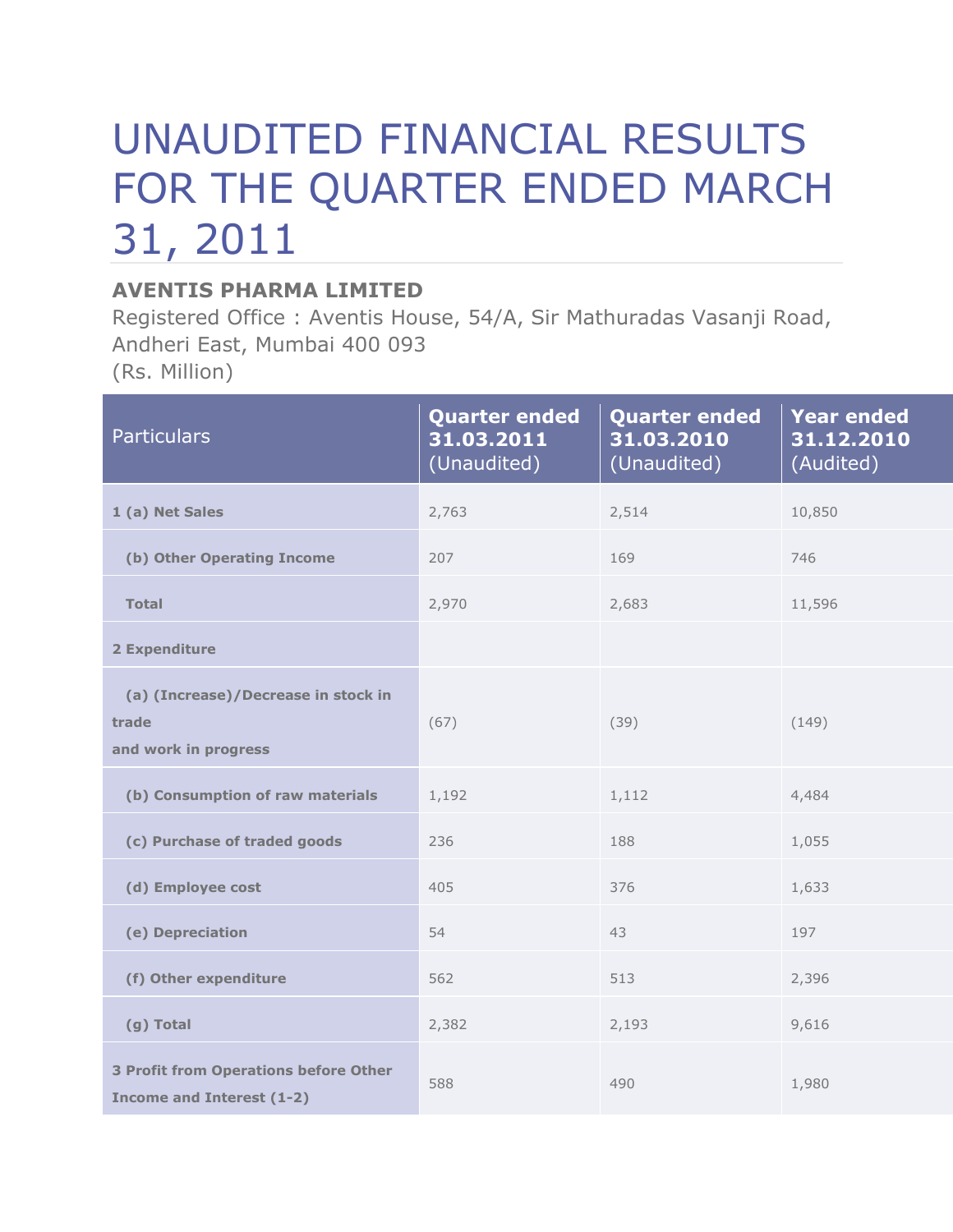# UNAUDITED FINANCIAL RESULTS FOR THE QUARTER ENDED MARCH 31, 2011

**AVENTIS PHARMA LIMITED**

Registered Office : Aventis House, 54/A, Sir Mathuradas Vasanji Road, Andheri East, Mumbai 400 093

(Rs. Million)

| Particulars | Quarter ended 31.03.2011 (Unaudited) | Quarter ended 31.03.2010 (Unaudited) | Year ended 31.12.2010 (Audited) |
|---|---|---|---|
| **1 (a) Net Sales** | 2,763 | 2,514 | 10,850 |
| **(b) Other Operating Income** | 207 | 169 | 746 |
| **Total** | 2,970 | 2,683 | 11,596 |
| **2 Expenditure** | | | |
| **(a) (Increase)/Decrease in stock in trade and work in progress** | (67) | (39) | (149) |
| **(b) Consumption of raw materials** | 1,192 | 1,112 | 4,484 |
| **(c) Purchase of traded goods** | 236 | 188 | 1,055 |
| **(d) Employee cost** | 405 | 376 | 1,633 |
| **(e) Depreciation** | 54 | 43 | 197 |
| **(f) Other expenditure** | 562 | 513 | 2,396 |
| **(g) Total** | 2,382 | 2,193 | 9,616 |
| **3 Profit from Operations before Other Income and Interest (1-2)** | 588 | 490 | 1,980 |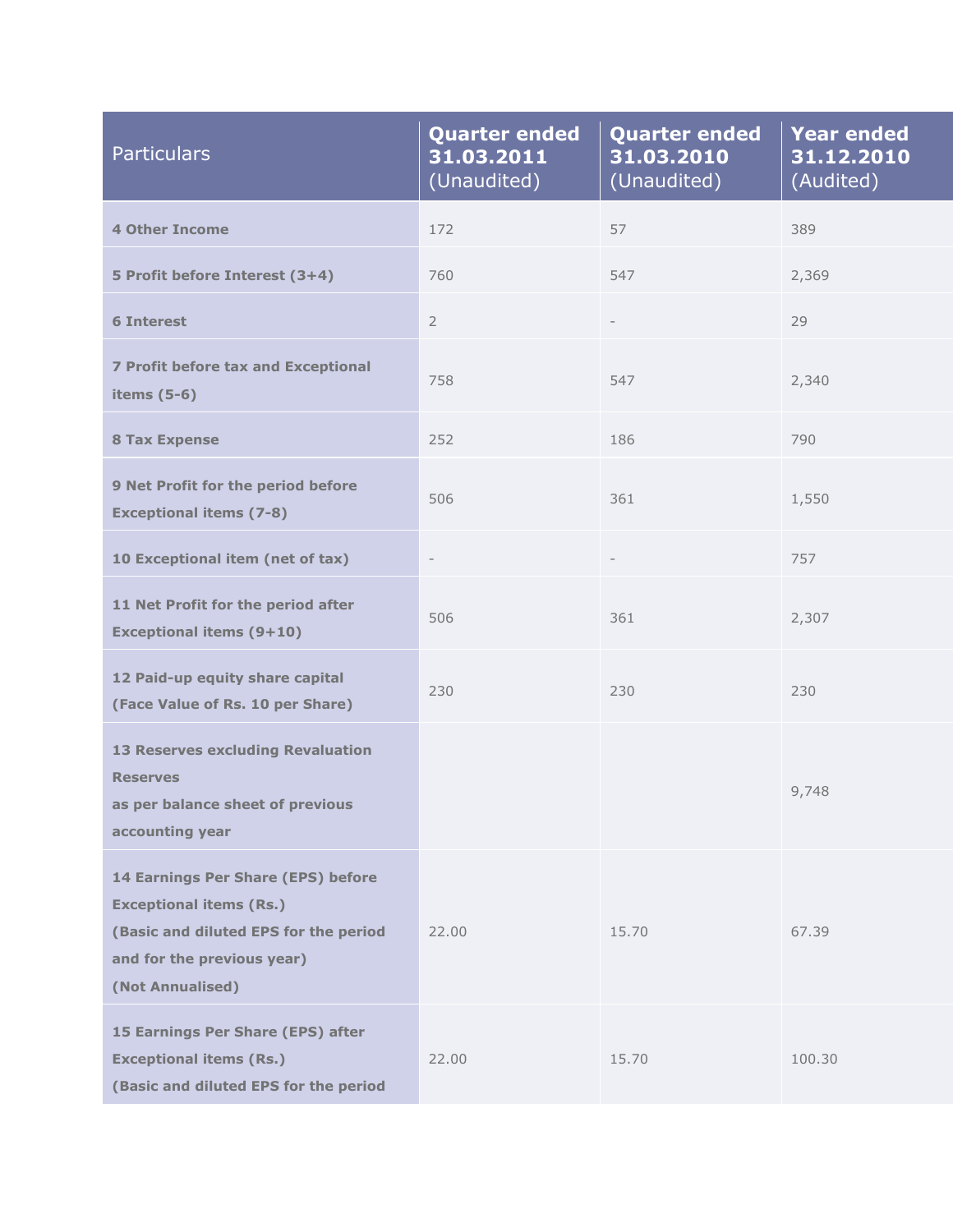| Particulars | **Quarter ended 31.03.2011** (Unaudited) | **Quarter ended 31.03.2010** (Unaudited) | **Year ended 31.12.2010** (Audited) |
|---|---|---|---|
| **4 Other Income** | 172 | 57 | 389 |
| **5 Profit before Interest (3+4)** | 760 | 547 | 2,369 |
| **6 Interest** | 2 | - | 29 |
| **7 Profit before tax and Exceptional items (5-6)** | 758 | 547 | 2,340 |
| **8 Tax Expense** | 252 | 186 | 790 |
| **9 Net Profit for the period before Exceptional items (7-8)** | 506 | 361 | 1,550 |
| **10 Exceptional item (net of tax)** | - | - | 757 |
| **11 Net Profit for the period after Exceptional items (9+10)** | 506 | 361 | 2,307 |
| **12 Paid-up equity share capital (Face Value of Rs. 10 per Share)** | 230 | 230 | 230 |
| **13 Reserves excluding Revaluation Reserves as per balance sheet of previous accounting year** | | | 9,748 |
| **14 Earnings Per Share (EPS) before Exceptional items (Rs.) (Basic and diluted EPS for the period and for the previous year) (Not Annualised)** | 22.00 | 15.70 | 67.39 |
| **15 Earnings Per Share (EPS) after Exceptional items (Rs.) (Basic and diluted EPS for the period** | 22.00 | 15.70 | 100.30 |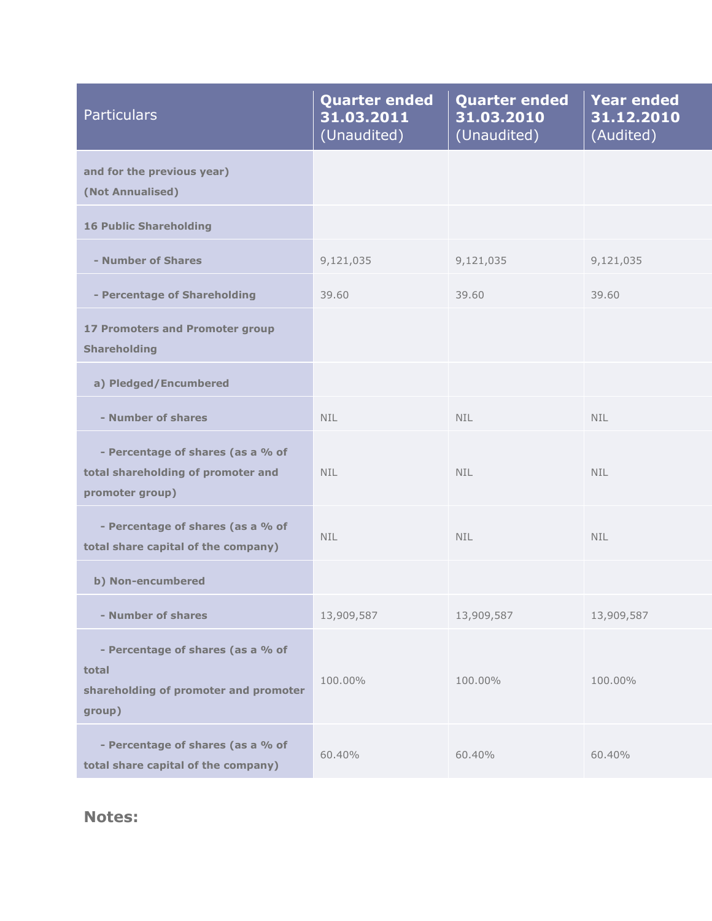| Particulars | Quarter ended 31.03.2011 (Unaudited) | Quarter ended 31.03.2010 (Unaudited) | Year ended 31.12.2010 (Audited) |
|---|---|---|---|
| and for the previous year) (Not Annualised) | | | |
| 16 Public Shareholding | | | |
| - Number of Shares | 9,121,035 | 9,121,035 | 9,121,035 |
| - Percentage of Shareholding | 39.60 | 39.60 | 39.60 |
| 17 Promoters and Promoter group Shareholding | | | |
| a) Pledged/Encumbered | | | |
| - Number of shares | NIL | NIL | NIL |
| - Percentage of shares (as a % of total shareholding of promoter and promoter group) | NIL | NIL | NIL |
| - Percentage of shares (as a % of total share capital of the company) | NIL | NIL | NIL |
| b) Non-encumbered | | | |
| - Number of shares | 13,909,587 | 13,909,587 | 13,909,587 |
| - Percentage of shares (as a % of total shareholding of promoter and promoter group) | 100.00% | 100.00% | 100.00% |
| - Percentage of shares (as a % of total share capital of the company) | 60.40% | 60.40% | 60.40% |

## Notes: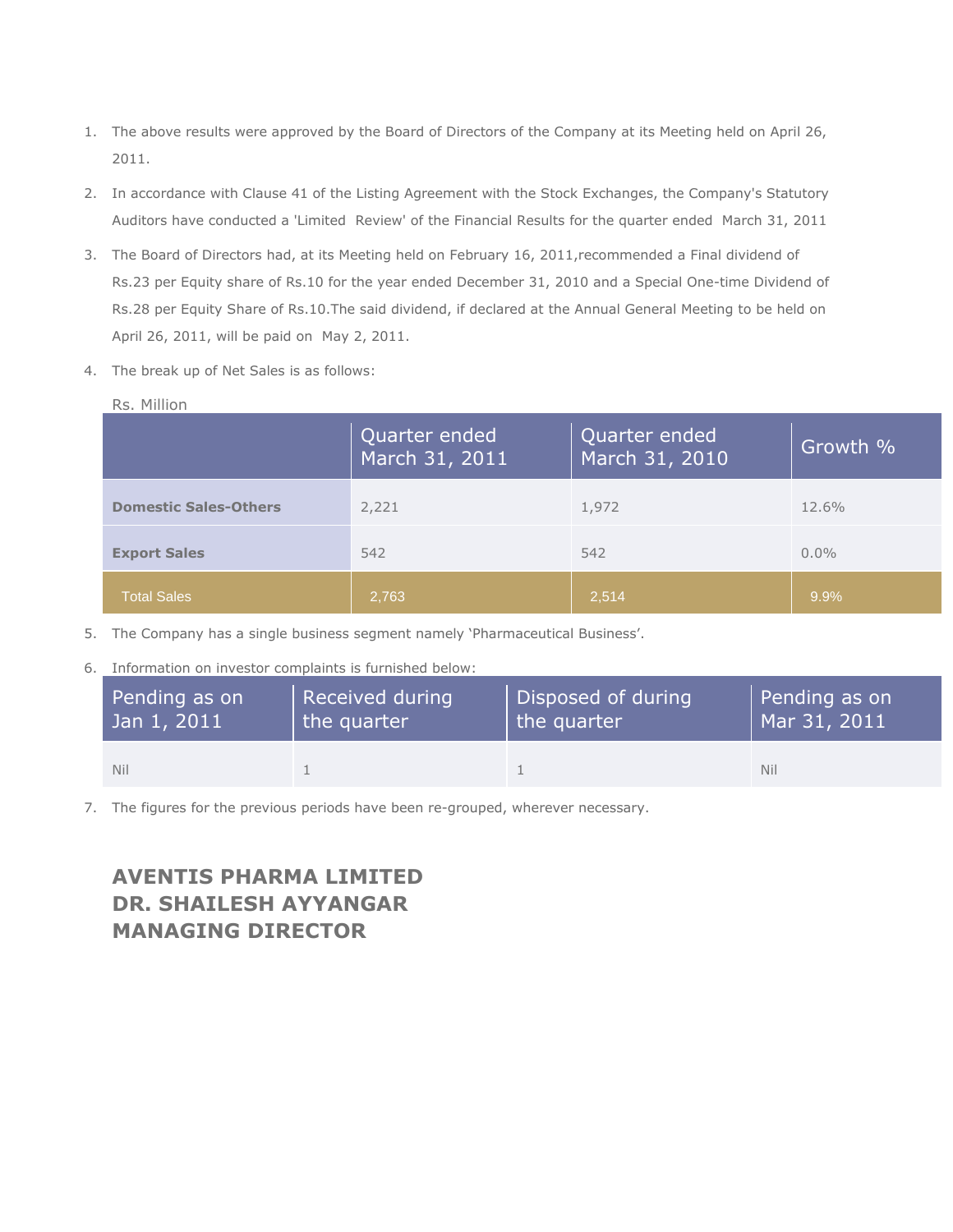1. The above results were approved by the Board of Directors of the Company at its Meeting held on April 26, 2011.
2. In accordance with Clause 41 of the Listing Agreement with the Stock Exchanges, the Company's Statutory Auditors have conducted a 'Limited Review' of the Financial Results for the quarter ended March 31, 2011
3. The Board of Directors had, at its Meeting held on February 16, 2011,recommended a Final dividend of Rs.23 per Equity share of Rs.10 for the year ended December 31, 2010 and a Special One-time Dividend of Rs.28 per Equity Share of Rs.10.The said dividend, if declared at the Annual General Meeting to be held on April 26, 2011, will be paid on May 2, 2011.
4. The break up of Net Sales is as follows:

Rs. Million

| | Quarter ended March 31, 2011 | Quarter ended March 31, 2010 | Growth % |
|---|---|---|---|
| **Domestic Sales-Others** | 2,221 | 1,972 | 12.6% |
| **Export Sales** | 542 | 542 | 0.0% |
| Total Sales | 2,763 | 2,514 | 9.9% |

5. The Company has a single business segment namely 'Pharmaceutical Business'.
6. Information on investor complaints is furnished below:

| Pending as on Jan 1, 2011 | Received during the quarter | Disposed of during the quarter | Pending as on Mar 31, 2011 |
|---|---|---|---|
| Nil | 1 | 1 | Nil |

7. The figures for the previous periods have been re-grouped, wherever necessary.

**AVENTIS PHARMA LIMITED**
**DR. SHAILESH AYYANGAR**
**MANAGING DIRECTOR**